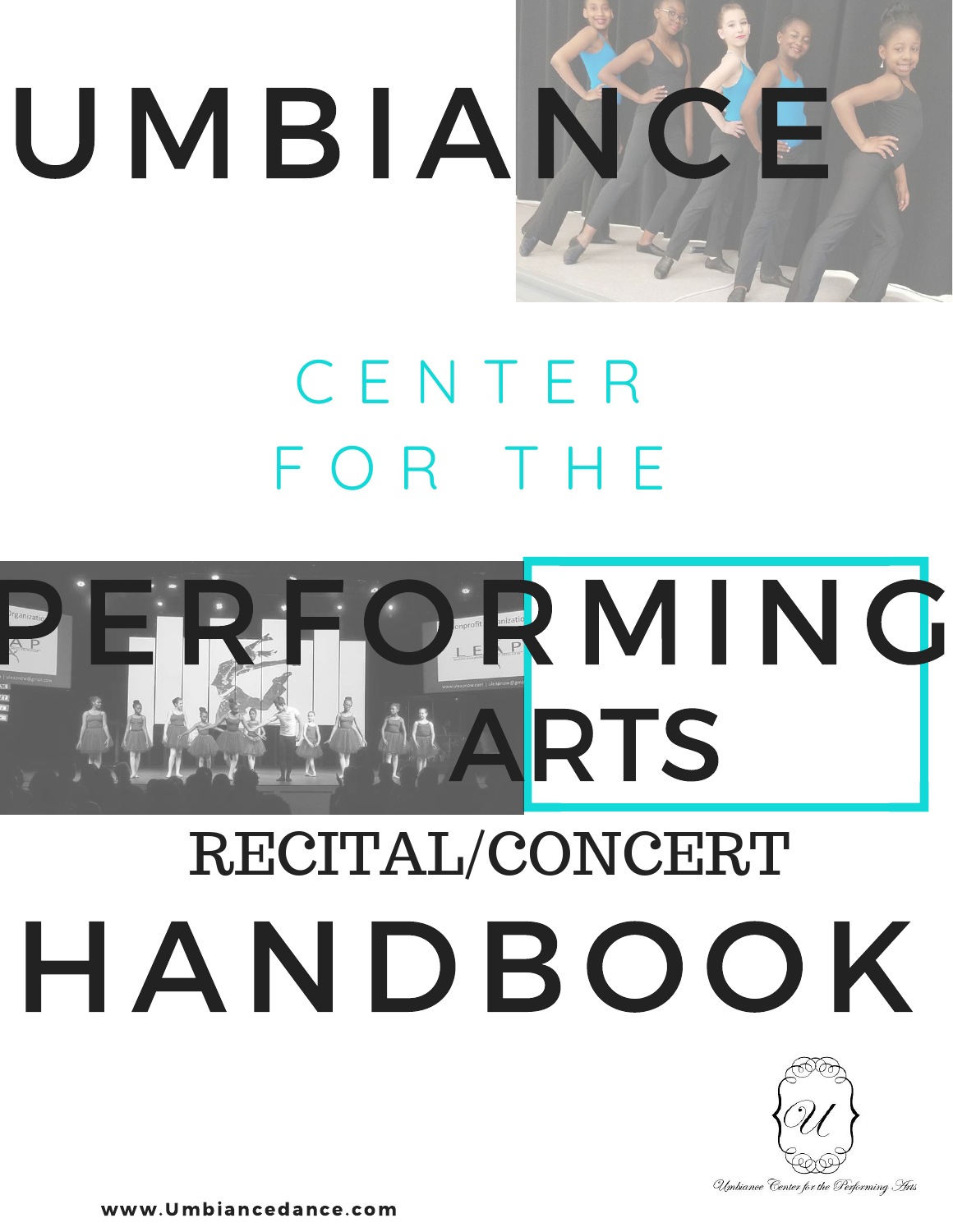# UMBIANCE

## CENTER FOR THE

# PERFORMING ARTS

## RECITAL/CONCERT

# HANDBOOK

Umbiance Center for the Performing Arts

www.Umbiancedance.com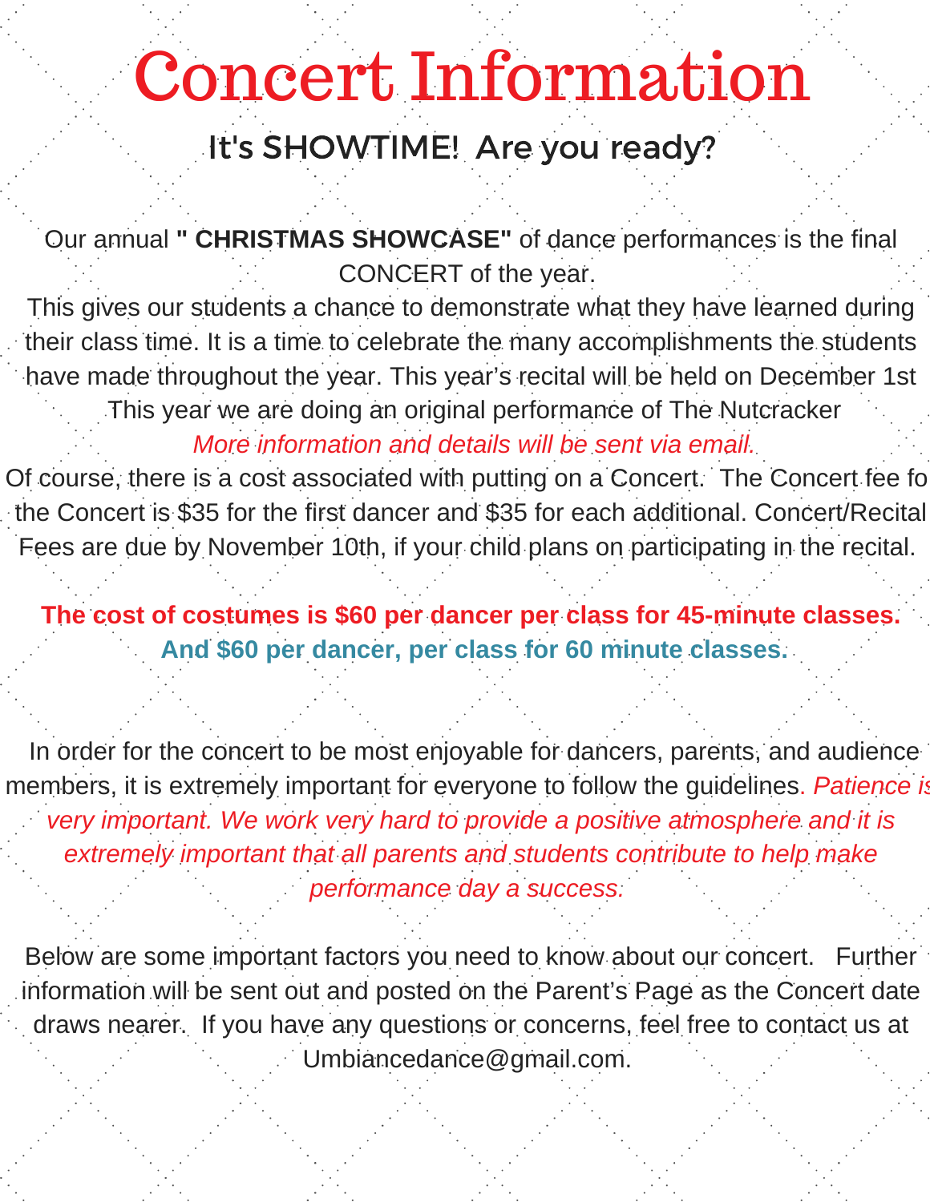# Concert Information

## It's SHOWTIME! Are you ready?

Our annual **" CHRISTMAS SHOWCASE"** of dance performances is the final CONCERT of the year.

This gives our students a chance to demonstrate what they have learned during their class time. It is a time to celebrate the many accomplishments the students have made throughout the year. This year's recital will be held on December 1st

This year we are doing an original performance of The Nutcracker

*More information and details will be sent via email.*

Of course, there is a cost associated with putting on a Concert. The Concert fee fo the Concert is $35 for the first dancer and $35 for each additional. Concert/Recital Fees are due by November 10th, if your child plans on participating in the recital.

**The cost of costumes is $60 per dancer per class for 45-minute classes.**
**And $60 per dancer, per class for 60 minute classes.**

In order for the concert to be most enjoyable for dancers, parents, and audience members, it is extremely important for everyone to follow the guidelines. *Patience is very important. We work very hard to provide a positive atmosphere and it is extremely important that all parents and students contribute to help make performance day a success.*

Below are some important factors you need to know about our concert. Further information will be sent out and posted on the Parent's Page as the Concert date draws nearer. If you have any questions or concerns, feel free to contact us at Umbiancedance@gmail.com.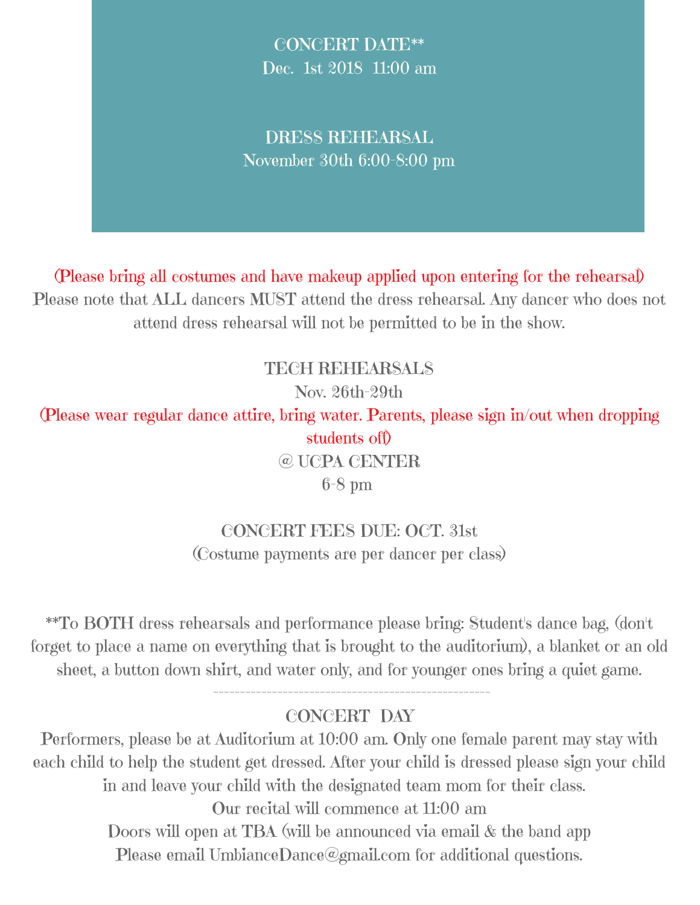**CONCERT DATE****
Dec. 1st 2018 11:00 am

**DRESS REHEARSAL**
November 30th 6:00-8:00 pm

(Please bring all costumes and have makeup applied upon entering for the rehearsal)

Please note that ALL dancers MUST attend the dress rehearsal. Any dancer who does not attend dress rehearsal will not be permitted to be in the show.

**TECH REHEARSALS**
Nov. 26th-29th

(Please wear regular dance attire, bring water. Parents, please sign in/out when dropping students off)

@ UCPA CENTER
6-8 pm

**CONCERT FEES DUE: OCT. 31st**
(Costume payments are per dancer per class)

**To BOTH dress rehearsals and performance please bring: Student's dance bag, (don't forget to place a name on everything that is brought to the auditorium), a blanket or an old sheet, a button down shirt, and water only, and for younger ones bring a quiet game.

---

**CONCERT DAY**

Performers, please be at Auditorium at 10:00 am. Only one female parent may stay with each child to help the student get dressed. After your child is dressed please sign your child in and leave your child with the designated team mom for their class.

Our recital will commence at 11:00 am

Doors will open at TBA (will be announced via email & the band app

Please email UmbianceDance@gmail.com for additional questions.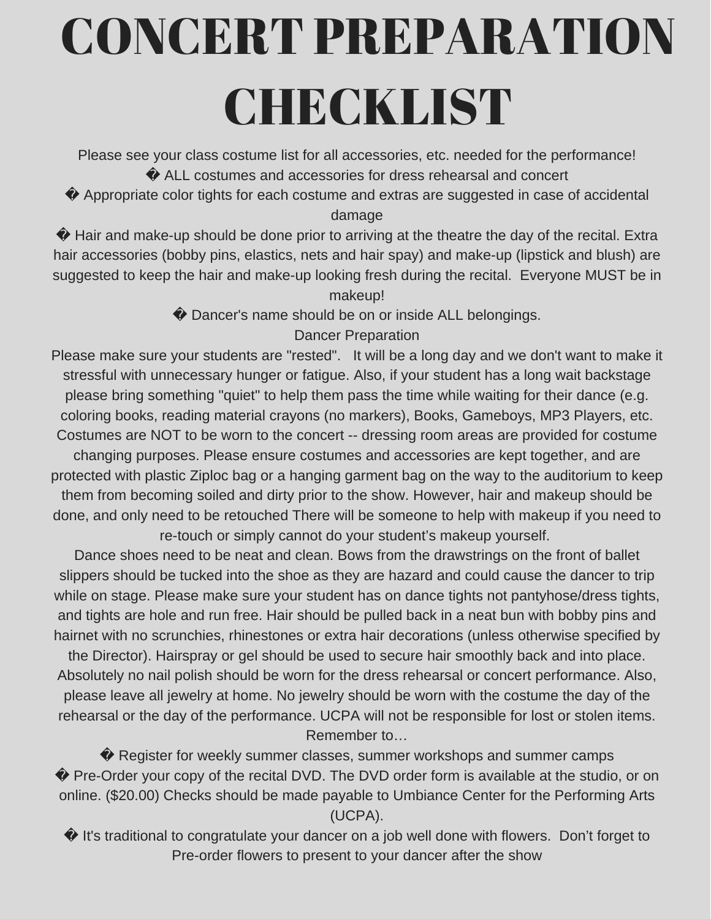# CONCERT PREPARATION CHECKLIST

Please see your class costume list for all accessories, etc. needed for the performance!

� ALL costumes and accessories for dress rehearsal and concert

� Appropriate color tights for each costume and extras are suggested in case of accidental damage

� Hair and make-up should be done prior to arriving at the theatre the day of the recital. Extra hair accessories (bobby pins, elastics, nets and hair spay) and make-up (lipstick and blush) are suggested to keep the hair and make-up looking fresh during the recital. Everyone MUST be in makeup!

� Dancer's name should be on or inside ALL belongings.

Dancer Preparation

Please make sure your students are "rested". It will be a long day and we don't want to make it stressful with unnecessary hunger or fatigue. Also, if your student has a long wait backstage please bring something "quiet" to help them pass the time while waiting for their dance (e.g. coloring books, reading material crayons (no markers), Books, Gameboys, MP3 Players, etc. Costumes are NOT to be worn to the concert -- dressing room areas are provided for costume changing purposes. Please ensure costumes and accessories are kept together, and are protected with plastic Ziploc bag or a hanging garment bag on the way to the auditorium to keep them from becoming soiled and dirty prior to the show. However, hair and makeup should be done, and only need to be retouched There will be someone to help with makeup if you need to re-touch or simply cannot do your student's makeup yourself.

Dance shoes need to be neat and clean. Bows from the drawstrings on the front of ballet slippers should be tucked into the shoe as they are hazard and could cause the dancer to trip while on stage. Please make sure your student has on dance tights not pantyhose/dress tights, and tights are hole and run free. Hair should be pulled back in a neat bun with bobby pins and hairnet with no scrunchies, rhinestones or extra hair decorations (unless otherwise specified by the Director). Hairspray or gel should be used to secure hair smoothly back and into place. Absolutely no nail polish should be worn for the dress rehearsal or concert performance. Also, please leave all jewelry at home. No jewelry should be worn with the costume the day of the rehearsal or the day of the performance. UCPA will not be responsible for lost or stolen items.

Remember to…

� Register for weekly summer classes, summer workshops and summer camps

� Pre-Order your copy of the recital DVD. The DVD order form is available at the studio, or on online. ($20.00) Checks should be made payable to Umbiance Center for the Performing Arts (UCPA).

� It's traditional to congratulate your dancer on a job well done with flowers. Don't forget to Pre-order flowers to present to your dancer after the show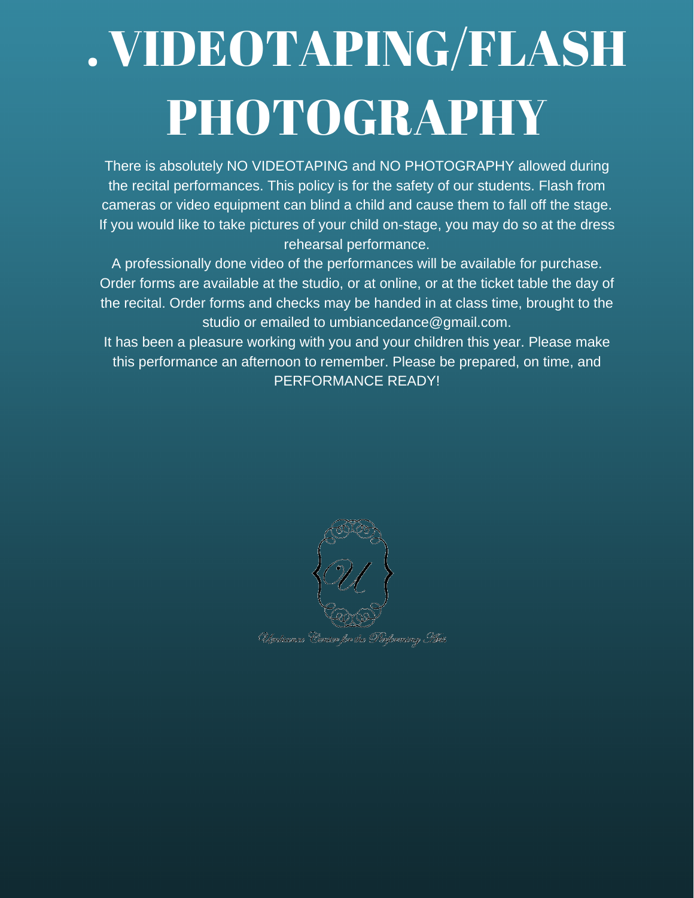# . VIDEOTAPING/FLASH PHOTOGRAPHY

There is absolutely NO VIDEOTAPING and NO PHOTOGRAPHY allowed during the recital performances. This policy is for the safety of our students. Flash from cameras or video equipment can blind a child and cause them to fall off the stage. If you would like to take pictures of your child on-stage, you may do so at the dress rehearsal performance.

A professionally done video of the performances will be available for purchase. Order forms are available at the studio, or at online, or at the ticket table the day of the recital. Order forms and checks may be handed in at class time, brought to the studio or emailed to umbiancedance@gmail.com.

It has been a pleasure working with you and your children this year. Please make this performance an afternoon to remember. Please be prepared, on time, and PERFORMANCE READY!

Umbiance Center for the Performing Arts